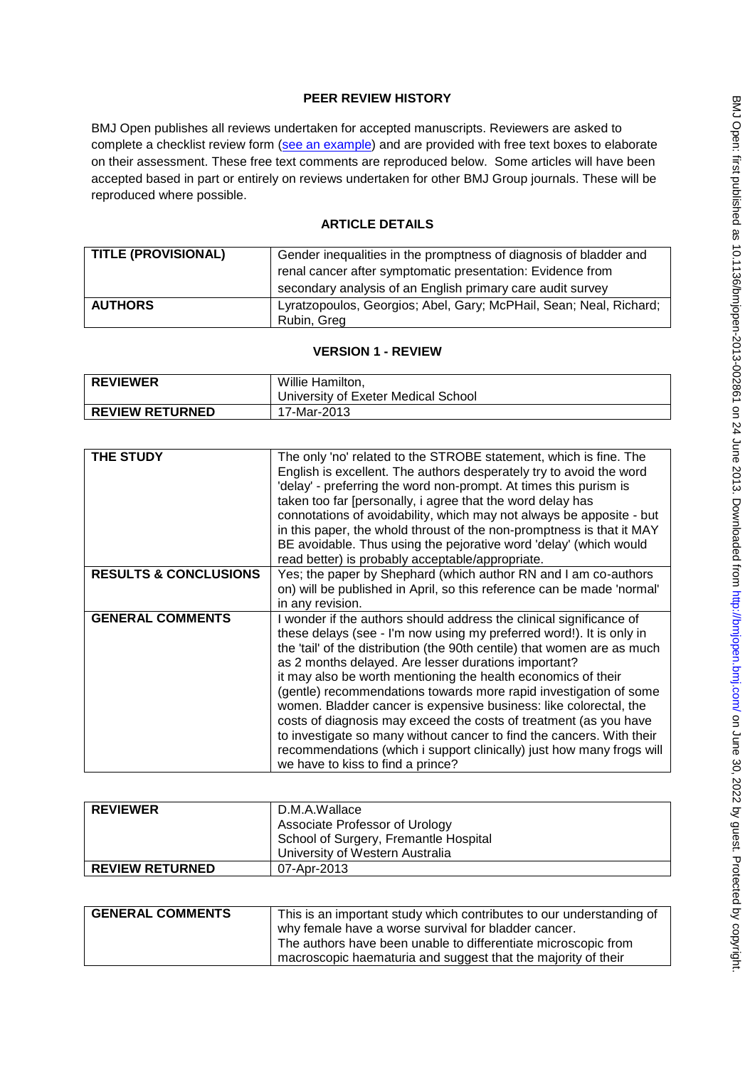## PEER REVIEW HISTORY

BMJ Open publishes all reviews undertaken for accepted manuscripts. Reviewers are asked to complete a checklist review form (see an example) and are provided with free text boxes to elaborate on their assessment. These free text comments are reproduced below. Some articles will have been accepted based in part or entirely on reviews undertaken for other BMJ Group journals. These will be reproduced where possible.

## ARTICLE DETAILS

| TITLE (PROVISIONAL) | Gender inequalities in the promptness of diagnosis of bladder and renal cancer after symptomatic presentation: Evidence from secondary analysis of an English primary care audit survey |
|---|---|
| AUTHORS | Lyratzopoulos, Georgios; Abel, Gary; McPHail, Sean; Neal, Richard; Rubin, Greg |

## VERSION 1 - REVIEW

| REVIEWER | Willie Hamilton, University of Exeter Medical School |
|---|---|
| REVIEW RETURNED | 17-Mar-2013 |

| THE STUDY | The only 'no' related to the STROBE statement, which is fine. The English is excellent. The authors desperately try to avoid the word 'delay' - preferring the word non-prompt. At times this purism is taken too far [personally, i agree that the word delay has connotations of avoidability, which may not always be apposite - but in this paper, the whold throust of the non-promptness is that it MAY BE avoidable. Thus using the pejorative word 'delay' (which would read better) is probably acceptable/appropriate. |
|---|---|
| RESULTS & CONCLUSIONS | Yes; the paper by Shephard (which author RN and I am co-authors on) will be published in April, so this reference can be made 'normal' in any revision. |
| GENERAL COMMENTS | I wonder if the authors should address the clinical significance of these delays (see - I'm now using my preferred word!). It is only in the 'tail' of the distribution (the 90th centile) that women are as much as 2 months delayed. Are lesser durations important? it may also be worth mentioning the health economics of their (gentle) recommendations towards more rapid investigation of some women. Bladder cancer is expensive business: like colorectal, the costs of diagnosis may exceed the costs of treatment (as you have to investigate so many without cancer to find the cancers. With their recommendations (which i support clinically) just how many frogs will we have to kiss to find a prince? |

| REVIEWER | D.M.A.Wallace<br>Associate Professor of Urology<br>School of Surgery, Fremantle Hospital<br>University of Western Australia |
|---|---|
| REVIEW RETURNED | 07-Apr-2013 |

| GENERAL COMMENTS | This is an important study which contributes to our understanding of why female have a worse survival for bladder cancer.<br>The authors have been unable to differentiate microscopic from macroscopic haematuria and suggest that the majority of their |
|---|---|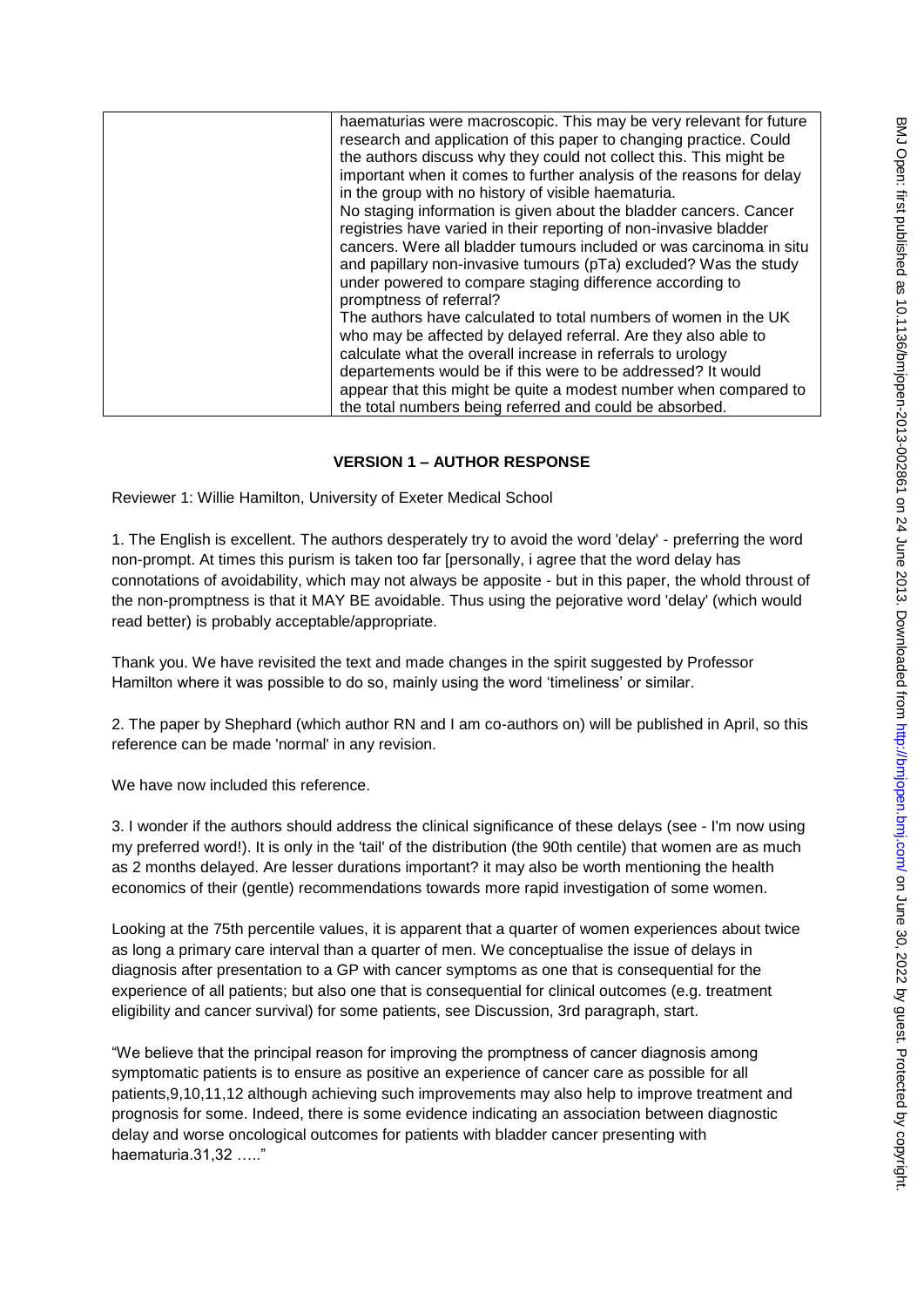| | |
|---|---|
| | haematurias were macroscopic. This may be very relevant for future research and application of this paper to changing practice. Could the authors discuss why they could not collect this. This might be important when it comes to further analysis of the reasons for delay in the group with no history of visible haematuria. No staging information is given about the bladder cancers. Cancer registries have varied in their reporting of non-invasive bladder cancers. Were all bladder tumours included or was carcinoma in situ and papillary non-invasive tumours (pTa) excluded? Was the study under powered to compare staging difference according to promptness of referral? The authors have calculated to total numbers of women in the UK who may be affected by delayed referral. Are they also able to calculate what the overall increase in referrals to urology departements would be if this were to be addressed? It would appear that this might be quite a modest number when compared to the total numbers being referred and could be absorbed. |

## VERSION 1 – AUTHOR RESPONSE

Reviewer 1: Willie Hamilton, University of Exeter Medical School

1. The English is excellent. The authors desperately try to avoid the word 'delay' - preferring the word non-prompt. At times this purism is taken too far [personally, i agree that the word delay has connotations of avoidability, which may not always be apposite - but in this paper, the whold throust of the non-promptness is that it MAY BE avoidable. Thus using the pejorative word 'delay' (which would read better) is probably acceptable/appropriate.

Thank you. We have revisited the text and made changes in the spirit suggested by Professor Hamilton where it was possible to do so, mainly using the word 'timeliness' or similar.

2. The paper by Shephard (which author RN and I am co-authors on) will be published in April, so this reference can be made 'normal' in any revision.

We have now included this reference.

3. I wonder if the authors should address the clinical significance of these delays (see - I'm now using my preferred word!). It is only in the 'tail' of the distribution (the 90th centile) that women are as much as 2 months delayed. Are lesser durations important? it may also be worth mentioning the health economics of their (gentle) recommendations towards more rapid investigation of some women.

Looking at the 75th percentile values, it is apparent that a quarter of women experiences about twice as long a primary care interval than a quarter of men. We conceptualise the issue of delays in diagnosis after presentation to a GP with cancer symptoms as one that is consequential for the experience of all patients; but also one that is consequential for clinical outcomes (e.g. treatment eligibility and cancer survival) for some patients, see Discussion, 3rd paragraph, start.

"We believe that the principal reason for improving the promptness of cancer diagnosis among symptomatic patients is to ensure as positive an experience of cancer care as possible for all patients,9,10,11,12 although achieving such improvements may also help to improve treatment and prognosis for some. Indeed, there is some evidence indicating an association between diagnostic delay and worse oncological outcomes for patients with bladder cancer presenting with haematuria.31,32 ….."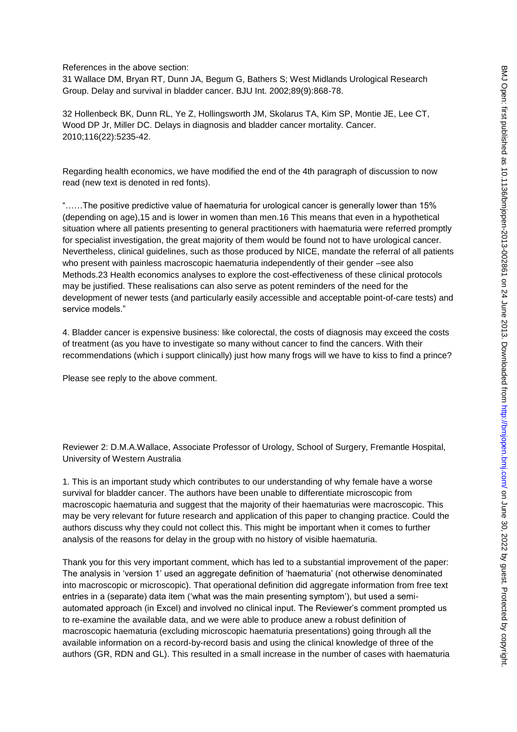References in the above section:

31 Wallace DM, Bryan RT, Dunn JA, Begum G, Bathers S; West Midlands Urological Research Group. Delay and survival in bladder cancer. BJU Int. 2002;89(9):868-78.

32 Hollenbeck BK, Dunn RL, Ye Z, Hollingsworth JM, Skolarus TA, Kim SP, Montie JE, Lee CT, Wood DP Jr, Miller DC. Delays in diagnosis and bladder cancer mortality. Cancer. 2010;116(22):5235-42.

Regarding health economics, we have modified the end of the 4th paragraph of discussion to now read (new text is denoted in red fonts).

"……The positive predictive value of haematuria for urological cancer is generally lower than 15% (depending on age),15 and is lower in women than men.16 This means that even in a hypothetical situation where all patients presenting to general practitioners with haematuria were referred promptly for specialist investigation, the great majority of them would be found not to have urological cancer. Nevertheless, clinical guidelines, such as those produced by NICE, mandate the referral of all patients who present with painless macroscopic haematuria independently of their gender –see also Methods.23 Health economics analyses to explore the cost-effectiveness of these clinical protocols may be justified. These realisations can also serve as potent reminders of the need for the development of newer tests (and particularly easily accessible and acceptable point-of-care tests) and service models."

4. Bladder cancer is expensive business: like colorectal, the costs of diagnosis may exceed the costs of treatment (as you have to investigate so many without cancer to find the cancers. With their recommendations (which i support clinically) just how many frogs will we have to kiss to find a prince?

Please see reply to the above comment.

Reviewer 2: D.M.A.Wallace, Associate Professor of Urology, School of Surgery, Fremantle Hospital, University of Western Australia

1. This is an important study which contributes to our understanding of why female have a worse survival for bladder cancer. The authors have been unable to differentiate microscopic from macroscopic haematuria and suggest that the majority of their haematurias were macroscopic. This may be very relevant for future research and application of this paper to changing practice. Could the authors discuss why they could not collect this. This might be important when it comes to further analysis of the reasons for delay in the group with no history of visible haematuria.

Thank you for this very important comment, which has led to a substantial improvement of the paper: The analysis in 'version 1' used an aggregate definition of 'haematuria' (not otherwise denominated into macroscopic or microscopic). That operational definition did aggregate information from free text entries in a (separate) data item ('what was the main presenting symptom'), but used a semi-automated approach (in Excel) and involved no clinical input. The Reviewer's comment prompted us to re-examine the available data, and we were able to produce anew a robust definition of macroscopic haematuria (excluding microscopic haematuria presentations) going through all the available information on a record-by-record basis and using the clinical knowledge of three of the authors (GR, RDN and GL). This resulted in a small increase in the number of cases with haematuria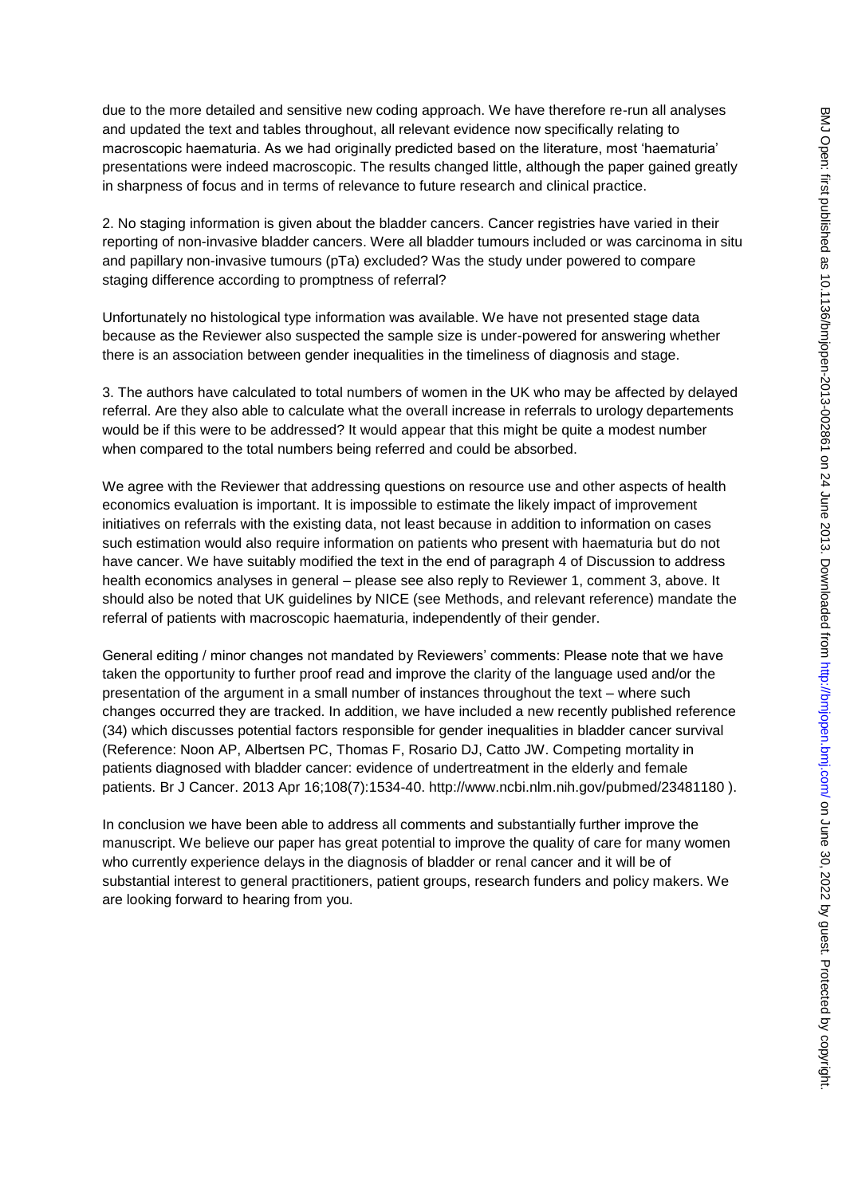due to the more detailed and sensitive new coding approach. We have therefore re-run all analyses and updated the text and tables throughout, all relevant evidence now specifically relating to macroscopic haematuria. As we had originally predicted based on the literature, most 'haematuria' presentations were indeed macroscopic. The results changed little, although the paper gained greatly in sharpness of focus and in terms of relevance to future research and clinical practice.

2. No staging information is given about the bladder cancers. Cancer registries have varied in their reporting of non-invasive bladder cancers. Were all bladder tumours included or was carcinoma in situ and papillary non-invasive tumours (pTa) excluded? Was the study under powered to compare staging difference according to promptness of referral?

Unfortunately no histological type information was available. We have not presented stage data because as the Reviewer also suspected the sample size is under-powered for answering whether there is an association between gender inequalities in the timeliness of diagnosis and stage.

3. The authors have calculated to total numbers of women in the UK who may be affected by delayed referral. Are they also able to calculate what the overall increase in referrals to urology departements would be if this were to be addressed? It would appear that this might be quite a modest number when compared to the total numbers being referred and could be absorbed.

We agree with the Reviewer that addressing questions on resource use and other aspects of health economics evaluation is important. It is impossible to estimate the likely impact of improvement initiatives on referrals with the existing data, not least because in addition to information on cases such estimation would also require information on patients who present with haematuria but do not have cancer. We have suitably modified the text in the end of paragraph 4 of Discussion to address health economics analyses in general – please see also reply to Reviewer 1, comment 3, above. It should also be noted that UK guidelines by NICE (see Methods, and relevant reference) mandate the referral of patients with macroscopic haematuria, independently of their gender.

General editing / minor changes not mandated by Reviewers' comments: Please note that we have taken the opportunity to further proof read and improve the clarity of the language used and/or the presentation of the argument in a small number of instances throughout the text – where such changes occurred they are tracked. In addition, we have included a new recently published reference (34) which discusses potential factors responsible for gender inequalities in bladder cancer survival (Reference: Noon AP, Albertsen PC, Thomas F, Rosario DJ, Catto JW. Competing mortality in patients diagnosed with bladder cancer: evidence of undertreatment in the elderly and female patients. Br J Cancer. 2013 Apr 16;108(7):1534-40. http://www.ncbi.nlm.nih.gov/pubmed/23481180 ).

In conclusion we have been able to address all comments and substantially further improve the manuscript. We believe our paper has great potential to improve the quality of care for many women who currently experience delays in the diagnosis of bladder or renal cancer and it will be of substantial interest to general practitioners, patient groups, research funders and policy makers. We are looking forward to hearing from you.